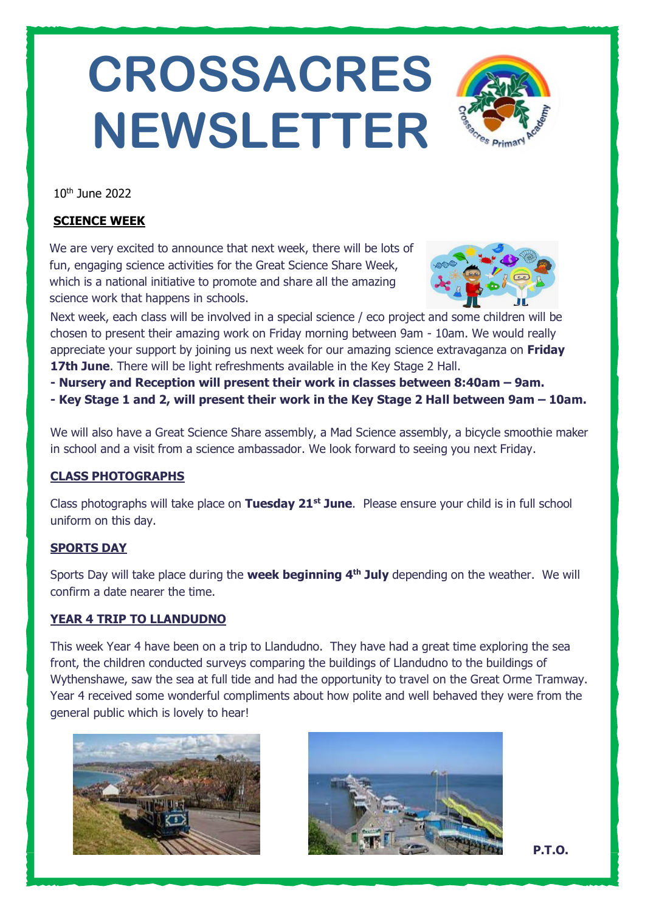# CROSSACRES NEWSLETTER

10th June 2022

## SCIENCE WEEK

We are very excited to announce that next week, there will be lots of fun, engaging science activities for the Great Science Share Week, which is a national initiative to promote and share all the amazing science work that happens in schools.

Next week, each class will be involved in a special science / eco project and some children will be chosen to present their amazing work on Friday morning between 9am - 10am. We would really appreciate your support by joining us next week for our amazing science extravaganza on **Friday 17th June**. There will be light refreshments available in the Key Stage 2 Hall.

**- Nursery and Reception will present their work in classes between 8:40am – 9am.**

**- Key Stage 1 and 2, will present their work in the Key Stage 2 Hall between 9am – 10am.**

We will also have a Great Science Share assembly, a Mad Science assembly, a bicycle smoothie maker in school and a visit from a science ambassador. We look forward to seeing you next Friday.

## CLASS PHOTOGRAPHS

Class photographs will take place on **Tuesday 21st June**. Please ensure your child is in full school uniform on this day.

## SPORTS DAY

Sports Day will take place during the **week beginning 4th July** depending on the weather. We will confirm a date nearer the time.

## YEAR 4 TRIP TO LLANDUDNO

This week Year 4 have been on a trip to Llandudno. They have had a great time exploring the sea front, the children conducted surveys comparing the buildings of Llandudno to the buildings of Wythenshawe, saw the sea at full tide and had the opportunity to travel on the Great Orme Tramway. Year 4 received some wonderful compliments about how polite and well behaved they were from the general public which is lovely to hear!

**P.T.O.**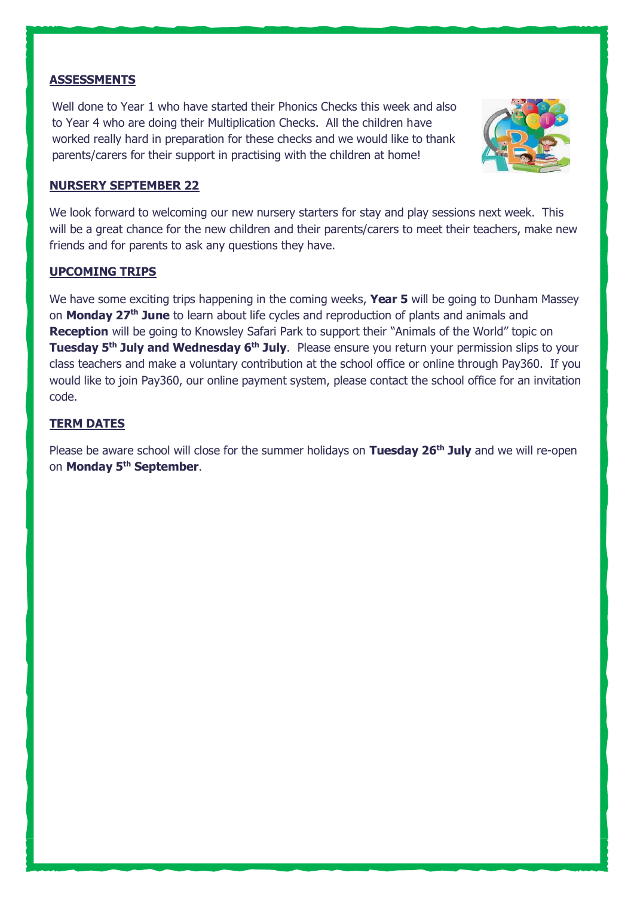## ASSESSMENTS

Well done to Year 1 who have started their Phonics Checks this week and also to Year 4 who are doing their Multiplication Checks. All the children have worked really hard in preparation for these checks and we would like to thank parents/carers for their support in practising with the children at home!

## NURSERY SEPTEMBER 22

We look forward to welcoming our new nursery starters for stay and play sessions next week. This will be a great chance for the new children and their parents/carers to meet their teachers, make new friends and for parents to ask any questions they have.

## UPCOMING TRIPS

We have some exciting trips happening in the coming weeks, **Year 5** will be going to Dunham Massey on **Monday 27th June** to learn about life cycles and reproduction of plants and animals and **Reception** will be going to Knowsley Safari Park to support their "Animals of the World" topic on **Tuesday 5th July and Wednesday 6th July**. Please ensure you return your permission slips to your class teachers and make a voluntary contribution at the school office or online through Pay360. If you would like to join Pay360, our online payment system, please contact the school office for an invitation code.

## TERM DATES

Please be aware school will close for the summer holidays on **Tuesday 26th July** and we will re-open on **Monday 5th September**.